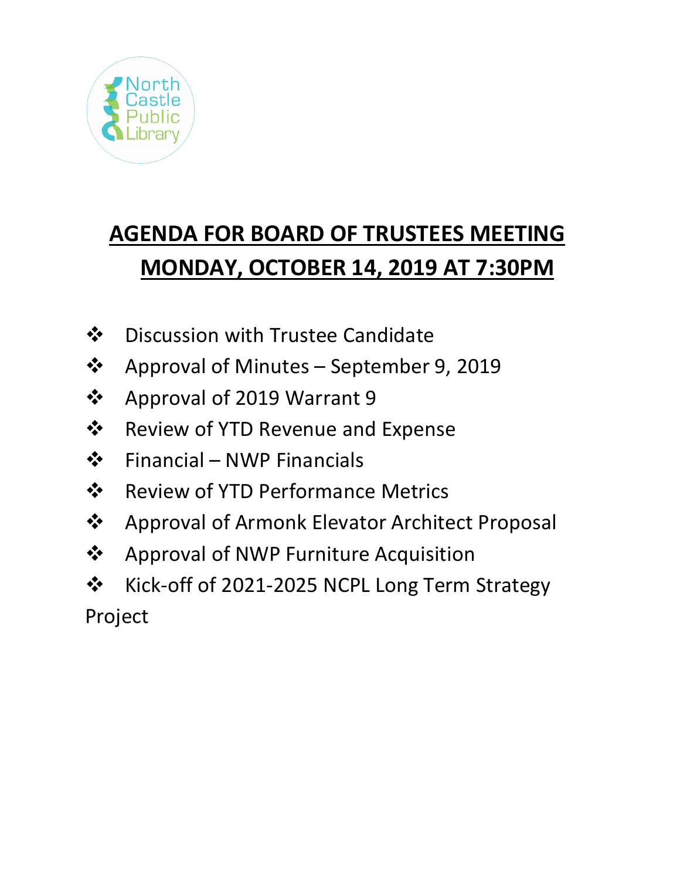North Castle Public Library

# AGENDA FOR BOARD OF TRUSTEES MEETING
# MONDAY, OCTOBER 14, 2019 AT 7:30PM

- Discussion with Trustee Candidate
- Approval of Minutes – September 9, 2019
- Approval of 2019 Warrant 9
- Review of YTD Revenue and Expense
- Financial – NWP Financials
- Review of YTD Performance Metrics
- Approval of Armonk Elevator Architect Proposal
- Approval of NWP Furniture Acquisition
- Kick-off of 2021-2025 NCPL Long Term Strategy Project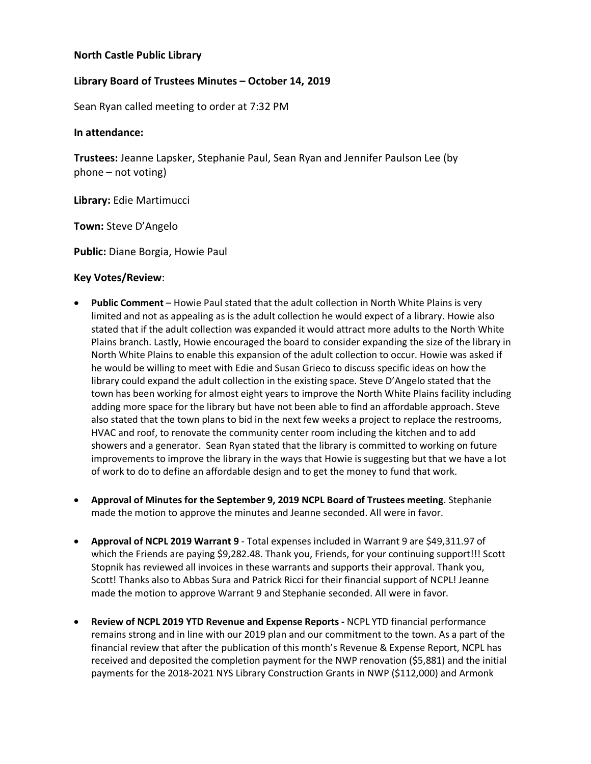**North Castle Public Library**

**Library Board of Trustees Minutes – October 14, 2019**

Sean Ryan called meeting to order at 7:32 PM

**In attendance:**

**Trustees:** Jeanne Lapsker, Stephanie Paul, Sean Ryan and Jennifer Paulson Lee (by phone – not voting)

**Library:** Edie Martimucci

**Town:** Steve D'Angelo

**Public:** Diane Borgia, Howie Paul

**Key Votes/Review**:

- **Public Comment** – Howie Paul stated that the adult collection in North White Plains is very limited and not as appealing as is the adult collection he would expect of a library. Howie also stated that if the adult collection was expanded it would attract more adults to the North White Plains branch. Lastly, Howie encouraged the board to consider expanding the size of the library in North White Plains to enable this expansion of the adult collection to occur. Howie was asked if he would be willing to meet with Edie and Susan Grieco to discuss specific ideas on how the library could expand the adult collection in the existing space. Steve D'Angelo stated that the town has been working for almost eight years to improve the North White Plains facility including adding more space for the library but have not been able to find an affordable approach. Steve also stated that the town plans to bid in the next few weeks a project to replace the restrooms, HVAC and roof, to renovate the community center room including the kitchen and to add showers and a generator. Sean Ryan stated that the library is committed to working on future improvements to improve the library in the ways that Howie is suggesting but that we have a lot of work to do to define an affordable design and to get the money to fund that work.

- **Approval of Minutes for the September 9, 2019 NCPL Board of Trustees meeting**. Stephanie made the motion to approve the minutes and Jeanne seconded. All were in favor.

- **Approval of NCPL 2019 Warrant 9** - Total expenses included in Warrant 9 are $49,311.97 of which the Friends are paying $9,282.48. Thank you, Friends, for your continuing support!!! Scott Stopnik has reviewed all invoices in these warrants and supports their approval. Thank you, Scott! Thanks also to Abbas Sura and Patrick Ricci for their financial support of NCPL! Jeanne made the motion to approve Warrant 9 and Stephanie seconded. All were in favor.

- **Review of NCPL 2019 YTD Revenue and Expense Reports -** NCPL YTD financial performance remains strong and in line with our 2019 plan and our commitment to the town. As a part of the financial review that after the publication of this month's Revenue & Expense Report, NCPL has received and deposited the completion payment for the NWP renovation ($5,881) and the initial payments for the 2018-2021 NYS Library Construction Grants in NWP ($112,000) and Armonk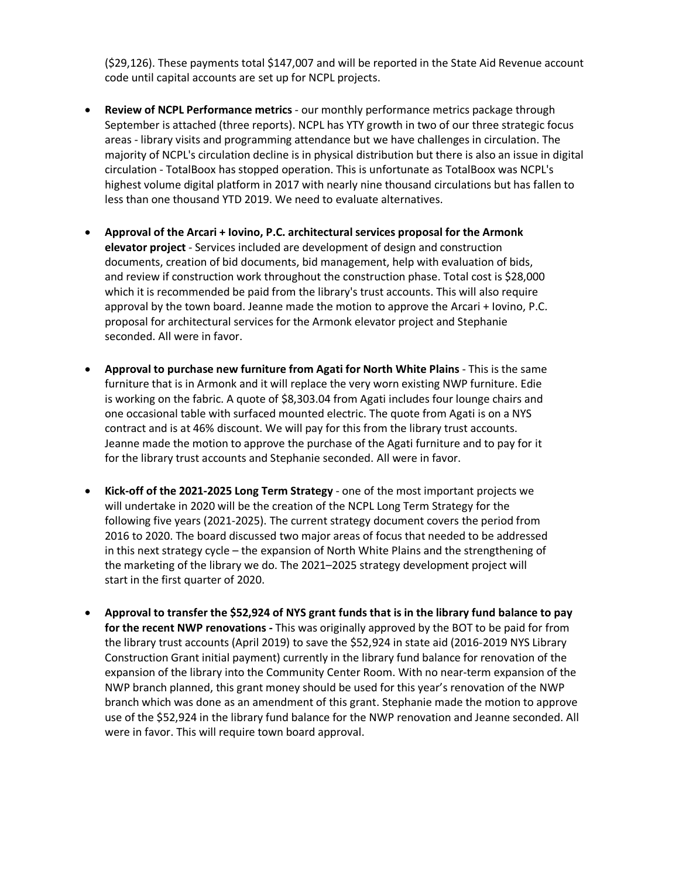($29,126). These payments total $147,007 and will be reported in the State Aid Revenue account code until capital accounts are set up for NCPL projects.

- **Review of NCPL Performance metrics** - our monthly performance metrics package through September is attached (three reports). NCPL has YTY growth in two of our three strategic focus areas - library visits and programming attendance but we have challenges in circulation. The majority of NCPL's circulation decline is in physical distribution but there is also an issue in digital circulation - TotalBoox has stopped operation. This is unfortunate as TotalBoox was NCPL's highest volume digital platform in 2017 with nearly nine thousand circulations but has fallen to less than one thousand YTD 2019. We need to evaluate alternatives.

- **Approval of the Arcari + Iovino, P.C. architectural services proposal for the Armonk elevator project** - Services included are development of design and construction documents, creation of bid documents, bid management, help with evaluation of bids, and review if construction work throughout the construction phase. Total cost is $28,000 which it is recommended be paid from the library's trust accounts. This will also require approval by the town board. Jeanne made the motion to approve the Arcari + Iovino, P.C. proposal for architectural services for the Armonk elevator project and Stephanie seconded. All were in favor.

- **Approval to purchase new furniture from Agati for North White Plains** - This is the same furniture that is in Armonk and it will replace the very worn existing NWP furniture. Edie is working on the fabric. A quote of $8,303.04 from Agati includes four lounge chairs and one occasional table with surfaced mounted electric. The quote from Agati is on a NYS contract and is at 46% discount. We will pay for this from the library trust accounts. Jeanne made the motion to approve the purchase of the Agati furniture and to pay for it for the library trust accounts and Stephanie seconded. All were in favor.

- **Kick-off of the 2021-2025 Long Term Strategy** - one of the most important projects we will undertake in 2020 will be the creation of the NCPL Long Term Strategy for the following five years (2021-2025). The current strategy document covers the period from 2016 to 2020. The board discussed two major areas of focus that needed to be addressed in this next strategy cycle – the expansion of North White Plains and the strengthening of the marketing of the library we do. The 2021–2025 strategy development project will start in the first quarter of 2020.

- **Approval to transfer the $52,924 of NYS grant funds that is in the library fund balance to pay for the recent NWP renovations -** This was originally approved by the BOT to be paid for from the library trust accounts (April 2019) to save the $52,924 in state aid (2016-2019 NYS Library Construction Grant initial payment) currently in the library fund balance for renovation of the expansion of the library into the Community Center Room. With no near-term expansion of the NWP branch planned, this grant money should be used for this year's renovation of the NWP branch which was done as an amendment of this grant. Stephanie made the motion to approve use of the $52,924 in the library fund balance for the NWP renovation and Jeanne seconded. All were in favor. This will require town board approval.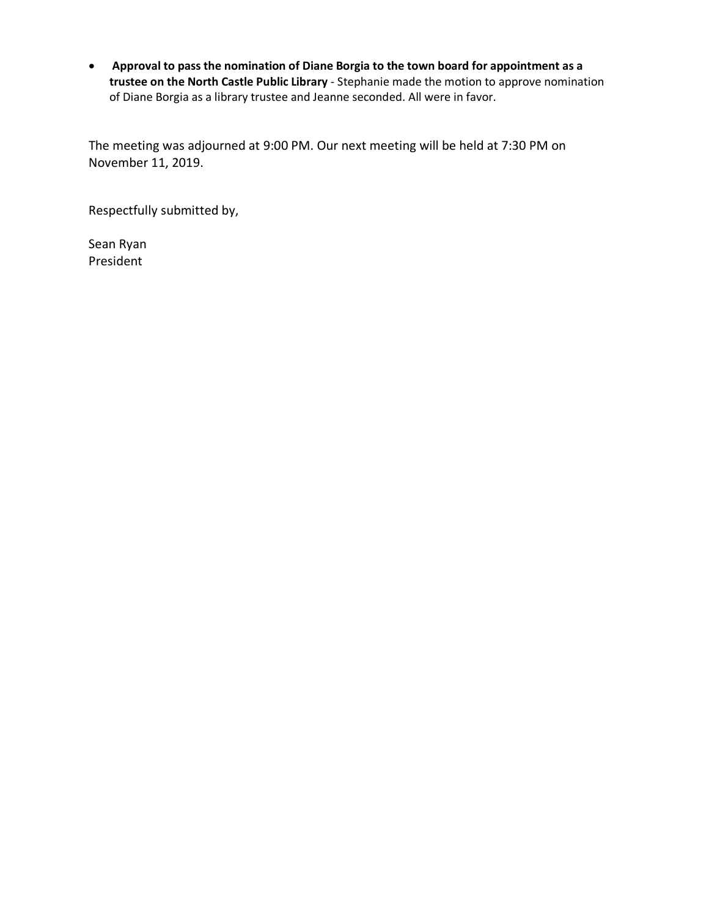- **Approval to pass the nomination of Diane Borgia to the town board for appointment as a trustee on the North Castle Public Library** - Stephanie made the motion to approve nomination of Diane Borgia as a library trustee and Jeanne seconded. All were in favor.

The meeting was adjourned at 9:00 PM. Our next meeting will be held at 7:30 PM on November 11, 2019.

Respectfully submitted by,

Sean Ryan  
President